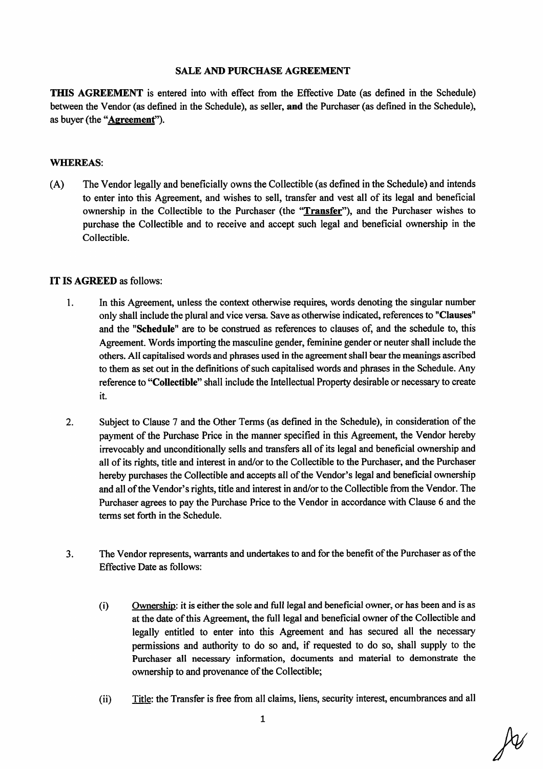# SALE AND PURCHASE AGREEMENT

**THIS AGREEMENT** is entered into with effect from the Effective Date (as defined in the Schedule) between the Vendor (as defined in the Schedule), as seller, **and** the Purchaser (as defined in the Schedule), as buyer (the "**Agreement**").

**WHEREAS:**

(A) The Vendor legally and beneficially owns the Collectible (as defined in the Schedule) and intends to enter into this Agreement, and wishes to sell, transfer and vest all of its legal and beneficial ownership in the Collectible to the Purchaser (the "**Transfer**"), and the Purchaser wishes to purchase the Collectible and to receive and accept such legal and beneficial ownership in the Collectible.

**IT IS AGREED** as follows:

1. In this Agreement, unless the context otherwise requires, words denoting the singular number only shall include the plural and vice versa. Save as otherwise indicated, references to "**Clauses**" and the "**Schedule**" are to be construed as references to clauses of, and the schedule to, this Agreement. Words importing the masculine gender, feminine gender or neuter shall include the others. All capitalised words and phrases used in the agreement shall bear the meanings ascribed to them as set out in the definitions of such capitalised words and phrases in the Schedule. Any reference to "**Collectible**" shall include the Intellectual Property desirable or necessary to create it.

2. Subject to Clause 7 and the Other Terms (as defined in the Schedule), in consideration of the payment of the Purchase Price in the manner specified in this Agreement, the Vendor hereby irrevocably and unconditionally sells and transfers all of its legal and beneficial ownership and all of its rights, title and interest in and/or to the Collectible to the Purchaser, and the Purchaser hereby purchases the Collectible and accepts all of the Vendor's legal and beneficial ownership and all of the Vendor's rights, title and interest in and/or to the Collectible from the Vendor. The Purchaser agrees to pay the Purchase Price to the Vendor in accordance with Clause 6 and the terms set forth in the Schedule.

3. The Vendor represents, warrants and undertakes to and for the benefit of the Purchaser as of the Effective Date as follows:

   (i) Ownership: it is either the sole and full legal and beneficial owner, or has been and is as at the date of this Agreement, the full legal and beneficial owner of the Collectible and legally entitled to enter into this Agreement and has secured all the necessary permissions and authority to do so and, if requested to do so, shall supply to the Purchaser all necessary information, documents and material to demonstrate the ownership to and provenance of the Collectible;

   (ii) Title: the Transfer is free from all claims, liens, security interest, encumbrances and all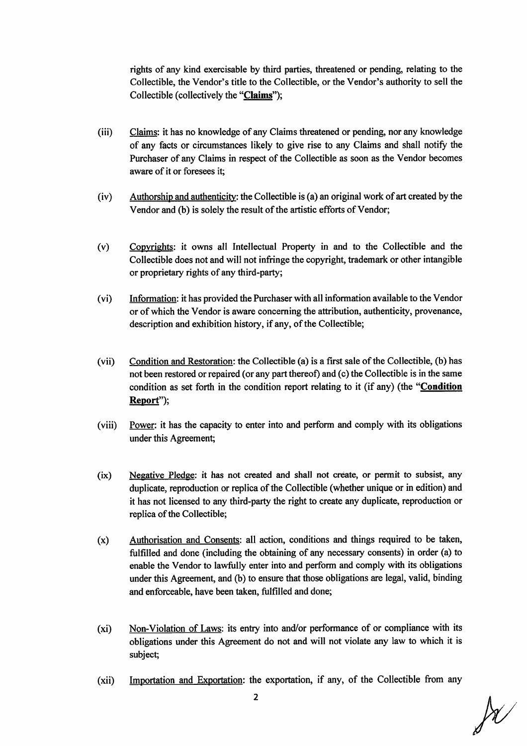rights of any kind exercisable by third parties, threatened or pending, relating to the Collectible, the Vendor's title to the Collectible, or the Vendor's authority to sell the Collectible (collectively the "**Claims**");

(iii) Claims: it has no knowledge of any Claims threatened or pending, nor any knowledge of any facts or circumstances likely to give rise to any Claims and shall notify the Purchaser of any Claims in respect of the Collectible as soon as the Vendor becomes aware of it or foresees it;

(iv) Authorship and authenticity: the Collectible is (a) an original work of art created by the Vendor and (b) is solely the result of the artistic efforts of Vendor;

(v) Copyrights: it owns all Intellectual Property in and to the Collectible and the Collectible does not and will not infringe the copyright, trademark or other intangible or proprietary rights of any third-party;

(vi) Information: it has provided the Purchaser with all information available to the Vendor or of which the Vendor is aware concerning the attribution, authenticity, provenance, description and exhibition history, if any, of the Collectible;

(vii) Condition and Restoration: the Collectible (a) is a first sale of the Collectible, (b) has not been restored or repaired (or any part thereof) and (c) the Collectible is in the same condition as set forth in the condition report relating to it (if any) (the "**Condition Report**");

(viii) Power: it has the capacity to enter into and perform and comply with its obligations under this Agreement;

(ix) Negative Pledge: it has not created and shall not create, or permit to subsist, any duplicate, reproduction or replica of the Collectible (whether unique or in edition) and it has not licensed to any third-party the right to create any duplicate, reproduction or replica of the Collectible;

(x) Authorisation and Consents: all action, conditions and things required to be taken, fulfilled and done (including the obtaining of any necessary consents) in order (a) to enable the Vendor to lawfully enter into and perform and comply with its obligations under this Agreement, and (b) to ensure that those obligations are legal, valid, binding and enforceable, have been taken, fulfilled and done;

(xi) Non-Violation of Laws: its entry into and/or performance of or compliance with its obligations under this Agreement do not and will not violate any law to which it is subject;

(xii) Importation and Exportation: the exportation, if any, of the Collectible from any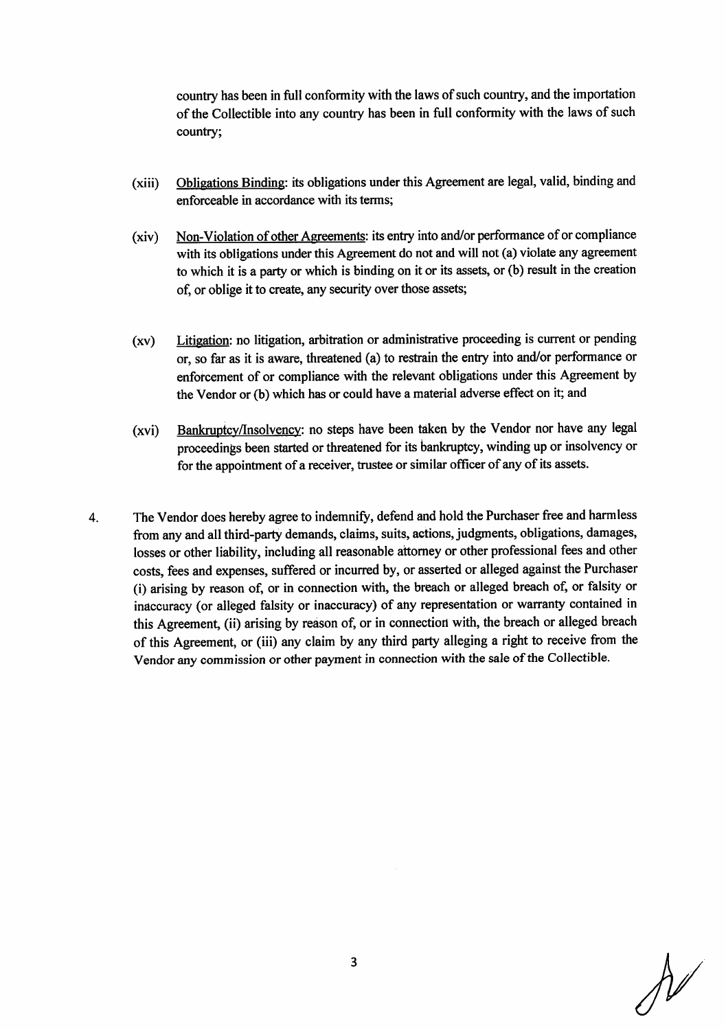country has been in full conformity with the laws of such country, and the importation of the Collectible into any country has been in full conformity with the laws of such country;

(xiii) Obligations Binding: its obligations under this Agreement are legal, valid, binding and enforceable in accordance with its terms;

(xiv) Non-Violation of other Agreements: its entry into and/or performance of or compliance with its obligations under this Agreement do not and will not (a) violate any agreement to which it is a party or which is binding on it or its assets, or (b) result in the creation of, or oblige it to create, any security over those assets;

(xv) Litigation: no litigation, arbitration or administrative proceeding is current or pending or, so far as it is aware, threatened (a) to restrain the entry into and/or performance or enforcement of or compliance with the relevant obligations under this Agreement by the Vendor or (b) which has or could have a material adverse effect on it; and

(xvi) Bankruptcy/Insolvency: no steps have been taken by the Vendor nor have any legal proceedings been started or threatened for its bankruptcy, winding up or insolvency or for the appointment of a receiver, trustee or similar officer of any of its assets.

4. The Vendor does hereby agree to indemnify, defend and hold the Purchaser free and harmless from any and all third-party demands, claims, suits, actions, judgments, obligations, damages, losses or other liability, including all reasonable attorney or other professional fees and other costs, fees and expenses, suffered or incurred by, or asserted or alleged against the Purchaser (i) arising by reason of, or in connection with, the breach or alleged breach of, or falsity or inaccuracy (or alleged falsity or inaccuracy) of any representation or warranty contained in this Agreement, (ii) arising by reason of, or in connection with, the breach or alleged breach of this Agreement, or (iii) any claim by any third party alleging a right to receive from the Vendor any commission or other payment in connection with the sale of the Collectible.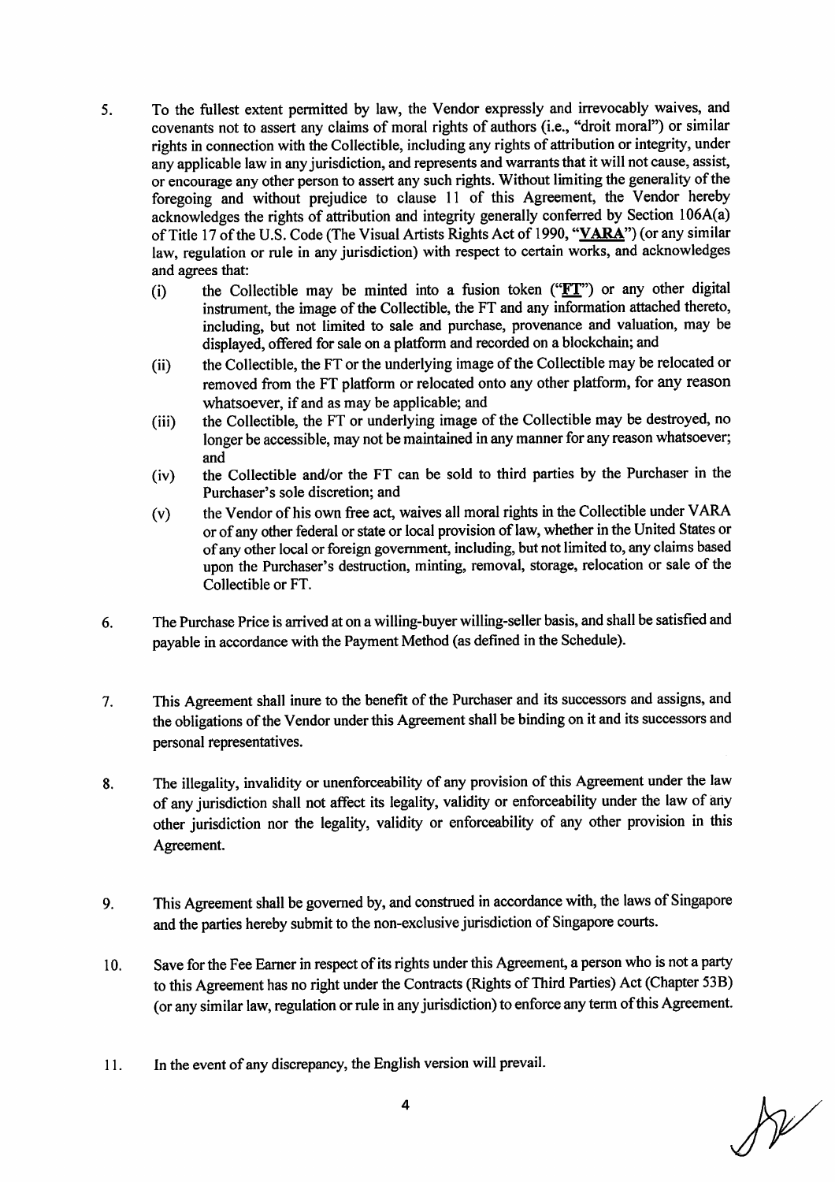5. To the fullest extent permitted by law, the Vendor expressly and irrevocably waives, and covenants not to assert any claims of moral rights of authors (i.e., "droit moral") or similar rights in connection with the Collectible, including any rights of attribution or integrity, under any applicable law in any jurisdiction, and represents and warrants that it will not cause, assist, or encourage any other person to assert any such rights. Without limiting the generality of the foregoing and without prejudice to clause 11 of this Agreement, the Vendor hereby acknowledges the rights of attribution and integrity generally conferred by Section 106A(a) of Title 17 of the U.S. Code (The Visual Artists Rights Act of 1990, "**VARA**") (or any similar law, regulation or rule in any jurisdiction) with respect to certain works, and acknowledges and agrees that:

   (i) the Collectible may be minted into a fusion token ("**FT**") or any other digital instrument, the image of the Collectible, the FT and any information attached thereto, including, but not limited to sale and purchase, provenance and valuation, may be displayed, offered for sale on a platform and recorded on a blockchain; and

   (ii) the Collectible, the FT or the underlying image of the Collectible may be relocated or removed from the FT platform or relocated onto any other platform, for any reason whatsoever, if and as may be applicable; and

   (iii) the Collectible, the FT or underlying image of the Collectible may be destroyed, no longer be accessible, may not be maintained in any manner for any reason whatsoever; and

   (iv) the Collectible and/or the FT can be sold to third parties by the Purchaser in the Purchaser's sole discretion; and

   (v) the Vendor of his own free act, waives all moral rights in the Collectible under VARA or of any other federal or state or local provision of law, whether in the United States or of any other local or foreign government, including, but not limited to, any claims based upon the Purchaser's destruction, minting, removal, storage, relocation or sale of the Collectible or FT.

6. The Purchase Price is arrived at on a willing-buyer willing-seller basis, and shall be satisfied and payable in accordance with the Payment Method (as defined in the Schedule).

7. This Agreement shall inure to the benefit of the Purchaser and its successors and assigns, and the obligations of the Vendor under this Agreement shall be binding on it and its successors and personal representatives.

8. The illegality, invalidity or unenforceability of any provision of this Agreement under the law of any jurisdiction shall not affect its legality, validity or enforceability under the law of any other jurisdiction nor the legality, validity or enforceability of any other provision in this Agreement.

9. This Agreement shall be governed by, and construed in accordance with, the laws of Singapore and the parties hereby submit to the non-exclusive jurisdiction of Singapore courts.

10. Save for the Fee Earner in respect of its rights under this Agreement, a person who is not a party to this Agreement has no right under the Contracts (Rights of Third Parties) Act (Chapter 53B) (or any similar law, regulation or rule in any jurisdiction) to enforce any term of this Agreement.

11. In the event of any discrepancy, the English version will prevail.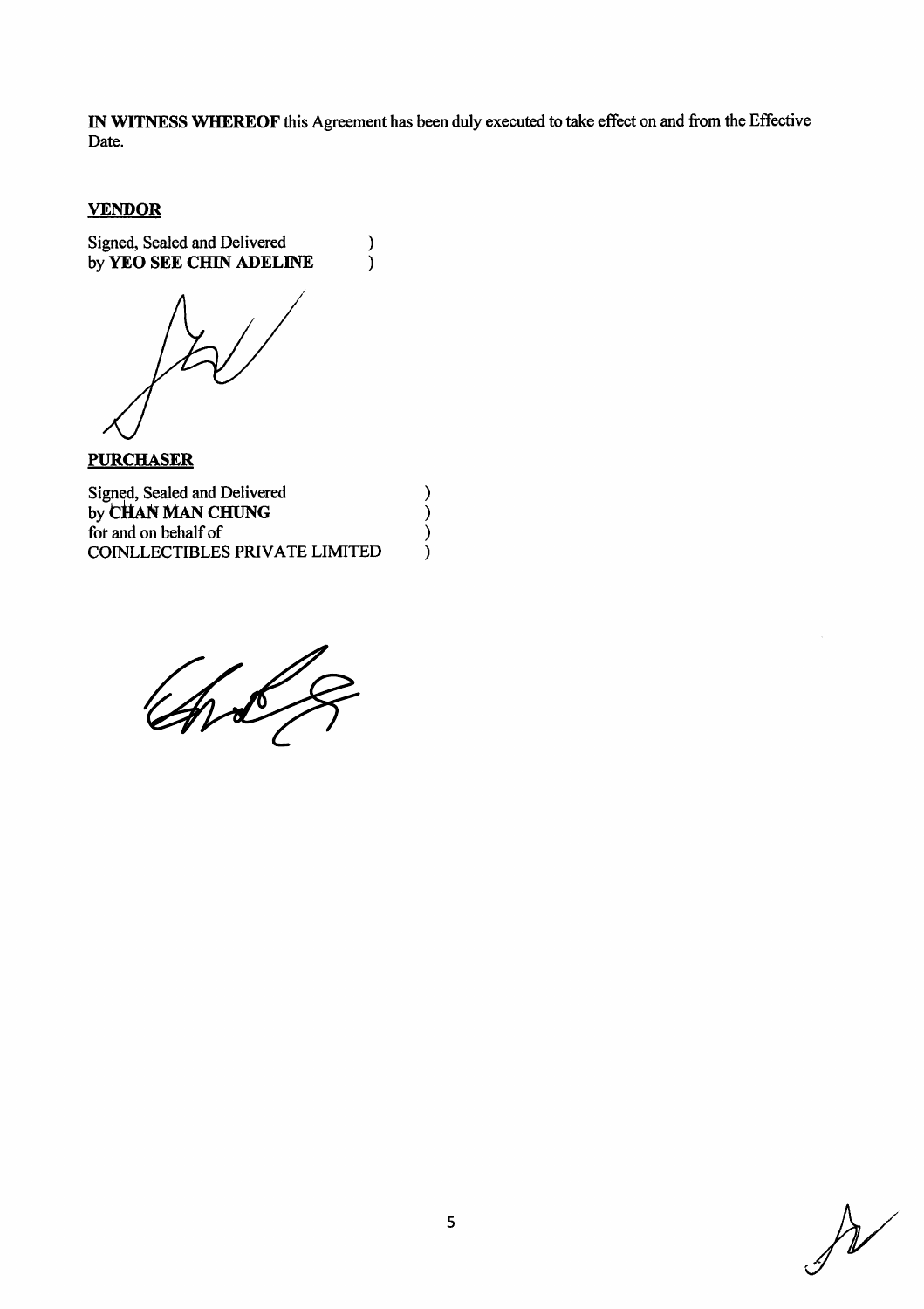**IN WITNESS WHEREOF** this Agreement has been duly executed to take effect on and from the Effective Date.

**VENDOR**

Signed, Sealed and Delivered )
by **YEO SEE CHIN ADELINE** )

**PURCHASER**

Signed, Sealed and Delivered )
by **CHAN MAN CHUNG** )
for and on behalf of )
COINLLECTIBLES PRIVATE LIMITED )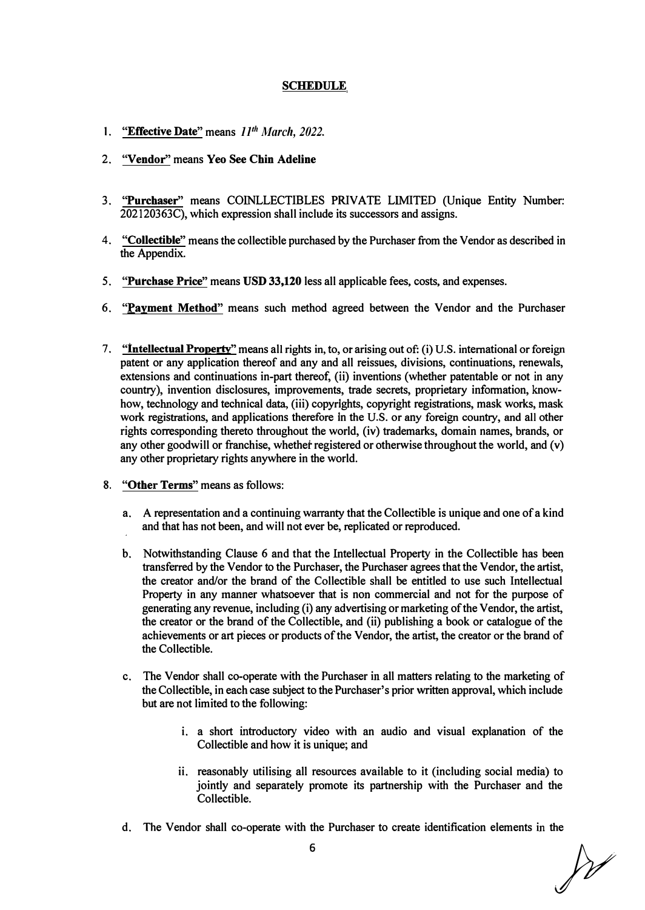## SCHEDULE

1. **"Effective Date"** means *11th March, 2022.*

2. **"Vendor"** means **Yeo See Chin Adeline**

3. **"Purchaser"** means COINLLECTIBLES PRIVATE LIMITED (Unique Entity Number: 202120363C), which expression shall include its successors and assigns.

4. **"Collectible"** means the collectible purchased by the Purchaser from the Vendor as described in the Appendix.

5. **"Purchase Price"** means **USD 33,120** less all applicable fees, costs, and expenses.

6. **"Payment Method"** means such method agreed between the Vendor and the Purchaser

7. **"Intellectual Property"** means all rights in, to, or arising out of: (i) U.S. international or foreign patent or any application thereof and any and all reissues, divisions, continuations, renewals, extensions and continuations in-part thereof, (ii) inventions (whether patentable or not in any country), invention disclosures, improvements, trade secrets, proprietary information, know-how, technology and technical data, (iii) copyrights, copyright registrations, mask works, mask work registrations, and applications therefore in the U.S. or any foreign country, and all other rights corresponding thereto throughout the world, (iv) trademarks, domain names, brands, or any other goodwill or franchise, whether registered or otherwise throughout the world, and (v) any other proprietary rights anywhere in the world.

8. **"Other Terms"** means as follows:

   a. A representation and a continuing warranty that the Collectible is unique and one of a kind and that has not been, and will not ever be, replicated or reproduced.

   b. Notwithstanding Clause 6 and that the Intellectual Property in the Collectible has been transferred by the Vendor to the Purchaser, the Purchaser agrees that the Vendor, the artist, the creator and/or the brand of the Collectible shall be entitled to use such Intellectual Property in any manner whatsoever that is non commercial and not for the purpose of generating any revenue, including (i) any advertising or marketing of the Vendor, the artist, the creator or the brand of the Collectible, and (ii) publishing a book or catalogue of the achievements or art pieces or products of the Vendor, the artist, the creator or the brand of the Collectible.

   c. The Vendor shall co-operate with the Purchaser in all matters relating to the marketing of the Collectible, in each case subject to the Purchaser's prior written approval, which include but are not limited to the following:

      i. a short introductory video with an audio and visual explanation of the Collectible and how it is unique; and

      ii. reasonably utilising all resources available to it (including social media) to jointly and separately promote its partnership with the Purchaser and the Collectible.

   d. The Vendor shall co-operate with the Purchaser to create identification elements in the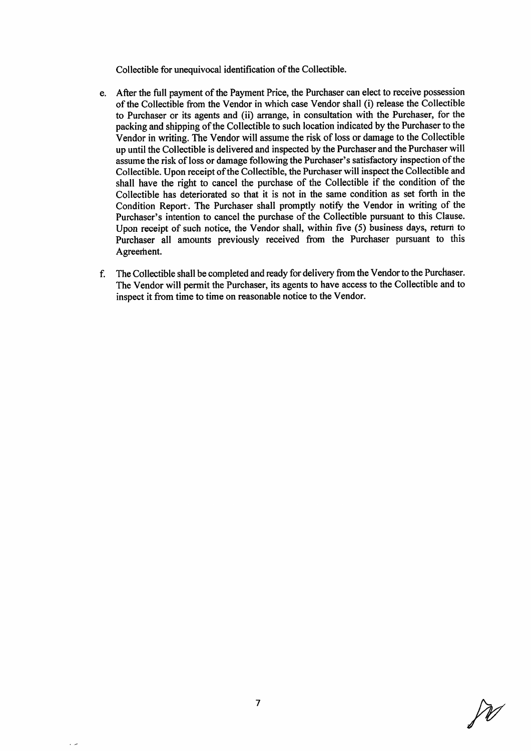Collectible for unequivocal identification of the Collectible.

e. After the full payment of the Payment Price, the Purchaser can elect to receive possession of the Collectible from the Vendor in which case Vendor shall (i) release the Collectible to Purchaser or its agents and (ii) arrange, in consultation with the Purchaser, for the packing and shipping of the Collectible to such location indicated by the Purchaser to the Vendor in writing. The Vendor will assume the risk of loss or damage to the Collectible up until the Collectible is delivered and inspected by the Purchaser and the Purchaser will assume the risk of loss or damage following the Purchaser's satisfactory inspection of the Collectible. Upon receipt of the Collectible, the Purchaser will inspect the Collectible and shall have the right to cancel the purchase of the Collectible if the condition of the Collectible has deteriorated so that it is not in the same condition as set forth in the Condition Report. The Purchaser shall promptly notify the Vendor in writing of the Purchaser's intention to cancel the purchase of the Collectible pursuant to this Clause. Upon receipt of such notice, the Vendor shall, within five (5) business days, return to Purchaser all amounts previously received from the Purchaser pursuant to this Agreement.

f. The Collectible shall be completed and ready for delivery from the Vendor to the Purchaser. The Vendor will permit the Purchaser, its agents to have access to the Collectible and to inspect it from time to time on reasonable notice to the Vendor.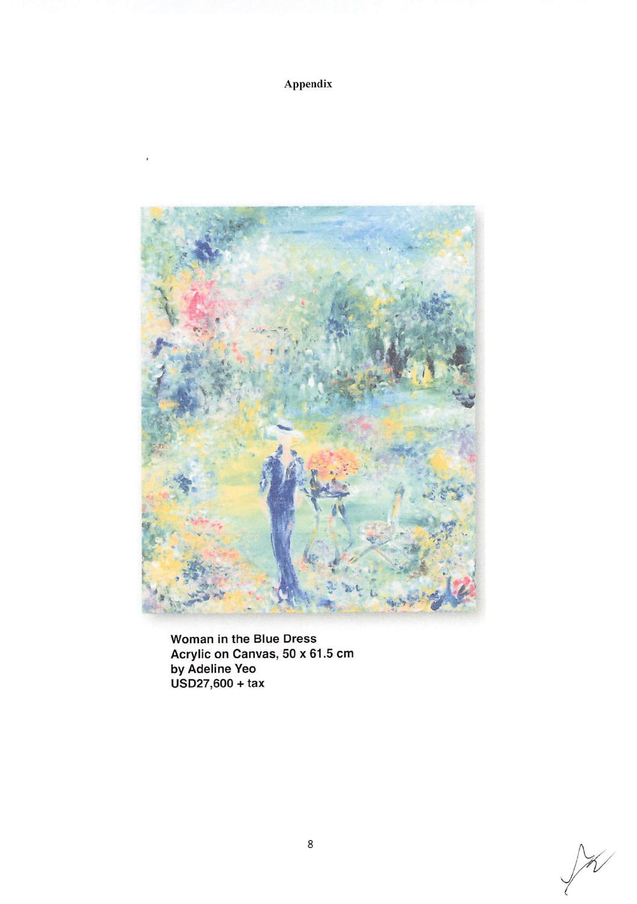# Appendix

Woman in the Blue Dress
Acrylic on Canvas, 50 x 61.5 cm
by Adeline Yeo
USD27,600 + tax